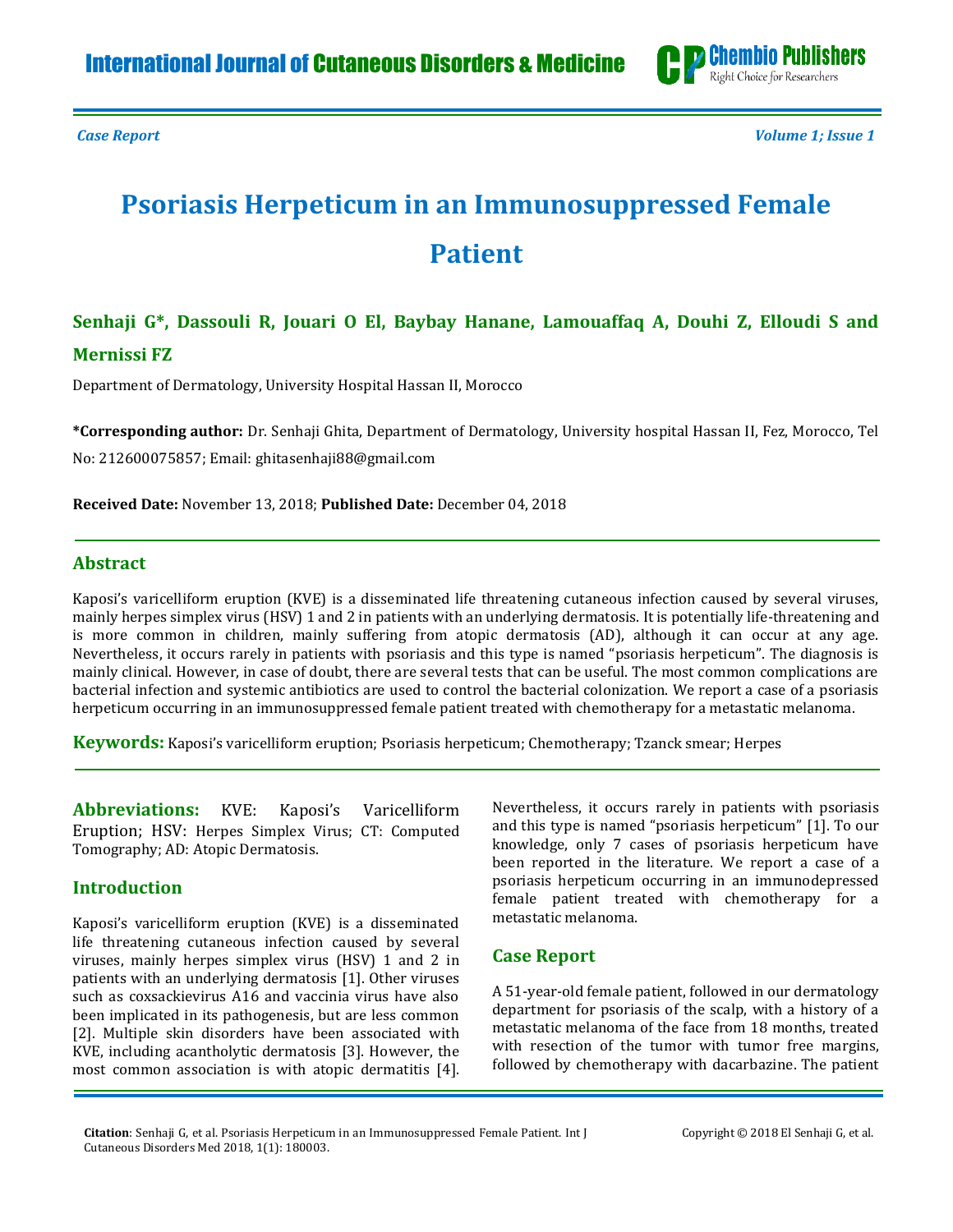*Case Report*

# Psoriasis Herpeticum in an Immunosuppressed Female Patient

**Senhaji G\*, Dassouli R, Jouari O El, Baybay Hanane, Lamouaffaq A, Douhi Z, Elloudi S and Mernissi FZ**

Department of Dermatology, University Hospital Hassan II, Morocco

**\*Corresponding author:** Dr. Senhaji Ghita, Department of Dermatology, University hospital Hassan II, Fez, Morocco, Tel No: 212600075857; Email: ghitasenhaji88@gmail.com

**Received Date:** November 13, 2018; **Published Date:** December 04, 2018

## Abstract

Kaposi's varicelliform eruption (KVE) is a disseminated life threatening cutaneous infection caused by several viruses, mainly herpes simplex virus (HSV) 1 and 2 in patients with an underlying dermatosis. It is potentially life-threatening and is more common in children, mainly suffering from atopic dermatosis (AD), although it can occur at any age. Nevertheless, it occurs rarely in patients with psoriasis and this type is named "psoriasis herpeticum". The diagnosis is mainly clinical. However, in case of doubt, there are several tests that can be useful. The most common complications are bacterial infection and systemic antibiotics are used to control the bacterial colonization. We report a case of a psoriasis herpeticum occurring in an immunosuppressed female patient treated with chemotherapy for a metastatic melanoma.

**Keywords:** Kaposi's varicelliform eruption; Psoriasis herpeticum; Chemotherapy; Tzanck smear; Herpes

**Abbreviations:** KVE: Kaposi's Varicelliform Eruption; HSV: Herpes Simplex Virus; CT: Computed Tomography; AD: Atopic Dermatosis.

## Introduction

Kaposi's varicelliform eruption (KVE) is a disseminated life threatening cutaneous infection caused by several viruses, mainly herpes simplex virus (HSV) 1 and 2 in patients with an underlying dermatosis [1]. Other viruses such as coxsackievirus A16 and vaccinia virus have also been implicated in its pathogenesis, but are less common [2]. Multiple skin disorders have been associated with KVE, including acantholytic dermatosis [3]. However, the most common association is with atopic dermatitis [4]. Nevertheless, it occurs rarely in patients with psoriasis and this type is named "psoriasis herpeticum" [1]. To our knowledge, only 7 cases of psoriasis herpeticum have been reported in the literature. We report a case of a psoriasis herpeticum occurring in an immunodepressed female patient treated with chemotherapy for a metastatic melanoma.

## Case Report

A 51-year-old female patient, followed in our dermatology department for psoriasis of the scalp, with a history of a metastatic melanoma of the face from 18 months, treated with resection of the tumor with tumor free margins, followed by chemotherapy with dacarbazine. The patient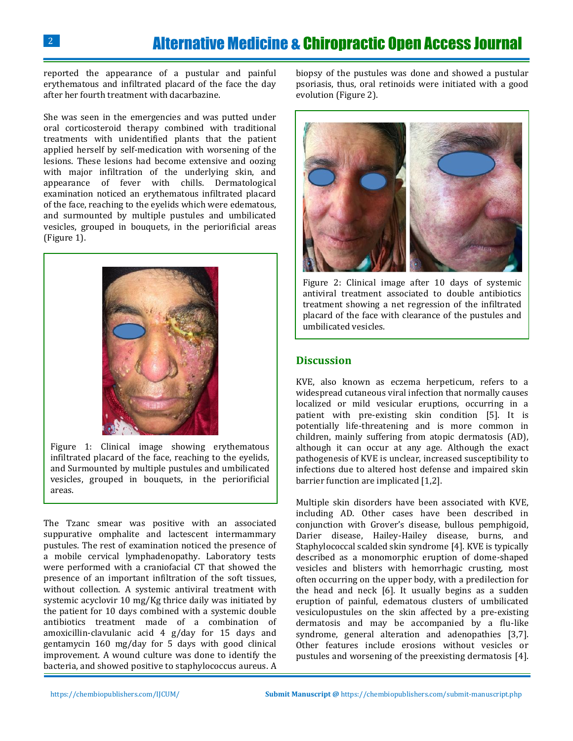reported the appearance of a pustular and painful erythematous and infiltrated placard of the face the day after her fourth treatment with dacarbazine.

She was seen in the emergencies and was putted under oral corticosteroid therapy combined with traditional treatments with unidentified plants that the patient applied herself by self-medication with worsening of the lesions. These lesions had become extensive and oozing with major infiltration of the underlying skin, and appearance of fever with chills. Dermatological examination noticed an erythematous infiltrated placard of the face, reaching to the eyelids which were edematous, and surmounted by multiple pustules and umbilicated vesicles, grouped in bouquets, in the periorificial areas (Figure 1).

Figure 1: Clinical image showing erythematous infiltrated placard of the face, reaching to the eyelids, and Surmounted by multiple pustules and umbilicated vesicles, grouped in bouquets, in the periorificial areas.

The Tzanc smear was positive with an associated suppurative omphalite and lactescent intermammary pustules. The rest of examination noticed the presence of a mobile cervical lymphadenopathy. Laboratory tests were performed with a craniofacial CT that showed the presence of an important infiltration of the soft tissues, without collection. A systemic antiviral treatment with systemic acyclovir 10 mg/Kg thrice daily was initiated by the patient for 10 days combined with a systemic double antibiotics treatment made of a combination of amoxicillin-clavulanic acid 4 g/day for 15 days and gentamycin 160 mg/day for 5 days with good clinical improvement. A wound culture was done to identify the bacteria, and showed positive to staphylococcus aureus. A biopsy of the pustules was done and showed a pustular psoriasis, thus, oral retinoids were initiated with a good evolution (Figure 2).

Figure 2: Clinical image after 10 days of systemic antiviral treatment associated to double antibiotics treatment showing a net regression of the infiltrated placard of the face with clearance of the pustules and umbilicated vesicles.

## Discussion

KVE, also known as eczema herpeticum, refers to a widespread cutaneous viral infection that normally causes localized or mild vesicular eruptions, occurring in a patient with pre-existing skin condition [5]. It is potentially life-threatening and is more common in children, mainly suffering from atopic dermatosis (AD), although it can occur at any age. Although the exact pathogenesis of KVE is unclear, increased susceptibility to infections due to altered host defense and impaired skin barrier function are implicated [1,2].

Multiple skin disorders have been associated with KVE, including AD. Other cases have been described in conjunction with Grover's disease, bullous pemphigoid, Darier disease, Hailey-Hailey disease, burns, and Staphylococcal scalded skin syndrome [4]. KVE is typically described as a monomorphic eruption of dome-shaped vesicles and blisters with hemorrhagic crusting, most often occurring on the upper body, with a predilection for the head and neck [6]. It usually begins as a sudden eruption of painful, edematous clusters of umbilicated vesiculopustules on the skin affected by a pre-existing dermatosis and may be accompanied by a flu-like syndrome, general alteration and adenopathies [3,7]. Other features include erosions without vesicles or pustules and worsening of the preexisting dermatosis [4].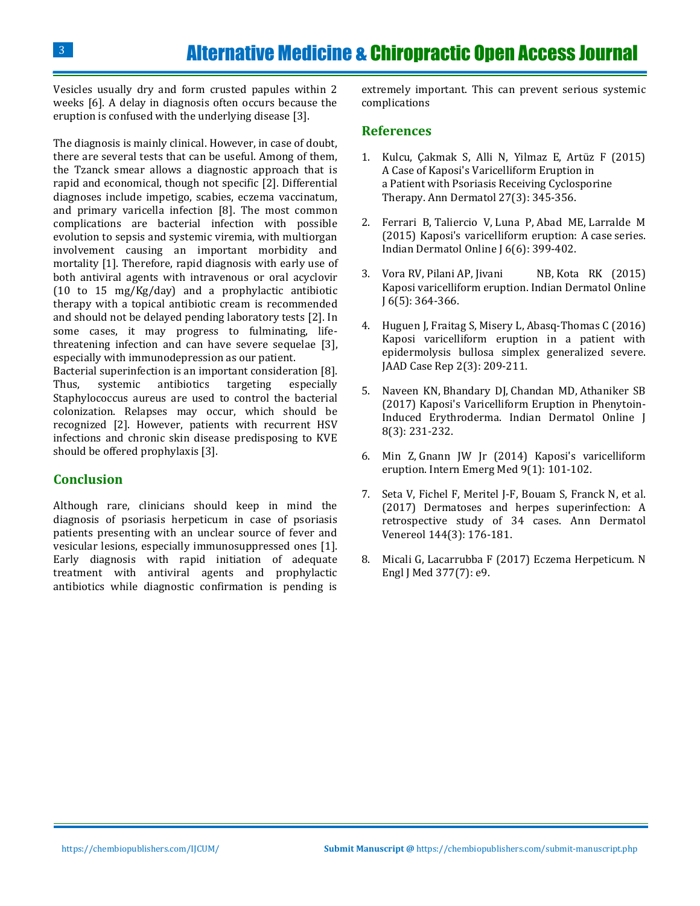Vesicles usually dry and form crusted papules within 2 weeks [6]. A delay in diagnosis often occurs because the eruption is confused with the underlying disease [3].

The diagnosis is mainly clinical. However, in case of doubt, there are several tests that can be useful. Among of them, the Tzanck smear allows a diagnostic approach that is rapid and economical, though not specific [2]. Differential diagnoses include impetigo, scabies, eczema vaccinatum, and primary varicella infection [8]. The most common complications are bacterial infection with possible evolution to sepsis and systemic viremia, with multiorgan involvement causing an important morbidity and mortality [1]. Therefore, rapid diagnosis with early use of both antiviral agents with intravenous or oral acyclovir (10 to 15 mg/Kg/day) and a prophylactic antibiotic therapy with a topical antibiotic cream is recommended and should not be delayed pending laboratory tests [2]. In some cases, it may progress to fulminating, life-threatening infection and can have severe sequelae [3], especially with immunodepression as our patient.
Bacterial superinfection is an important consideration [8]. Thus, systemic antibiotics targeting especially Staphylococcus aureus are used to control the bacterial colonization. Relapses may occur, which should be recognized [2]. However, patients with recurrent HSV infections and chronic skin disease predisposing to KVE should be offered prophylaxis [3].

## Conclusion

Although rare, clinicians should keep in mind the diagnosis of psoriasis herpeticum in case of psoriasis patients presenting with an unclear source of fever and vesicular lesions, especially immunosuppressed ones [1]. Early diagnosis with rapid initiation of adequate treatment with antiviral agents and prophylactic antibiotics while diagnostic confirmation is pending is extremely important. This can prevent serious systemic complications

## References

1. Kulcu, Çakmak S, Alli N, Yilmaz E, Artüz F (2015) A Case of Kaposi's Varicelliform Eruption in a Patient with Psoriasis Receiving Cyclosporine Therapy. Ann Dermatol 27(3): 345-356.
2. Ferrari B, Taliercio V, Luna P, Abad ME, Larralde M (2015) Kaposi's varicelliform eruption: A case series. Indian Dermatol Online J 6(6): 399-402.
3. Vora RV, Pilani AP, Jivani NB, Kota RK (2015) Kaposi varicelliform eruption. Indian Dermatol Online J 6(5): 364-366.
4. Huguen J, Fraitag S, Misery L, Abasq-Thomas C (2016) Kaposi varicelliform eruption in a patient with epidermolysis bullosa simplex generalized severe. JAAD Case Rep 2(3): 209-211.
5. Naveen KN, Bhandary DJ, Chandan MD, Athaniker SB (2017) Kaposi's Varicelliform Eruption in Phenytoin-Induced Erythroderma. Indian Dermatol Online J 8(3): 231-232.
6. Min Z, Gnann JW Jr (2014) Kaposi's varicelliform eruption. Intern Emerg Med 9(1): 101-102.
7. Seta V, Fichel F, Meritel J-F, Bouam S, Franck N, et al. (2017) Dermatoses and herpes superinfection: A retrospective study of 34 cases. Ann Dermatol Venereol 144(3): 176-181.
8. Micali G, Lacarrubba F (2017) Eczema Herpeticum. N Engl J Med 377(7): e9.